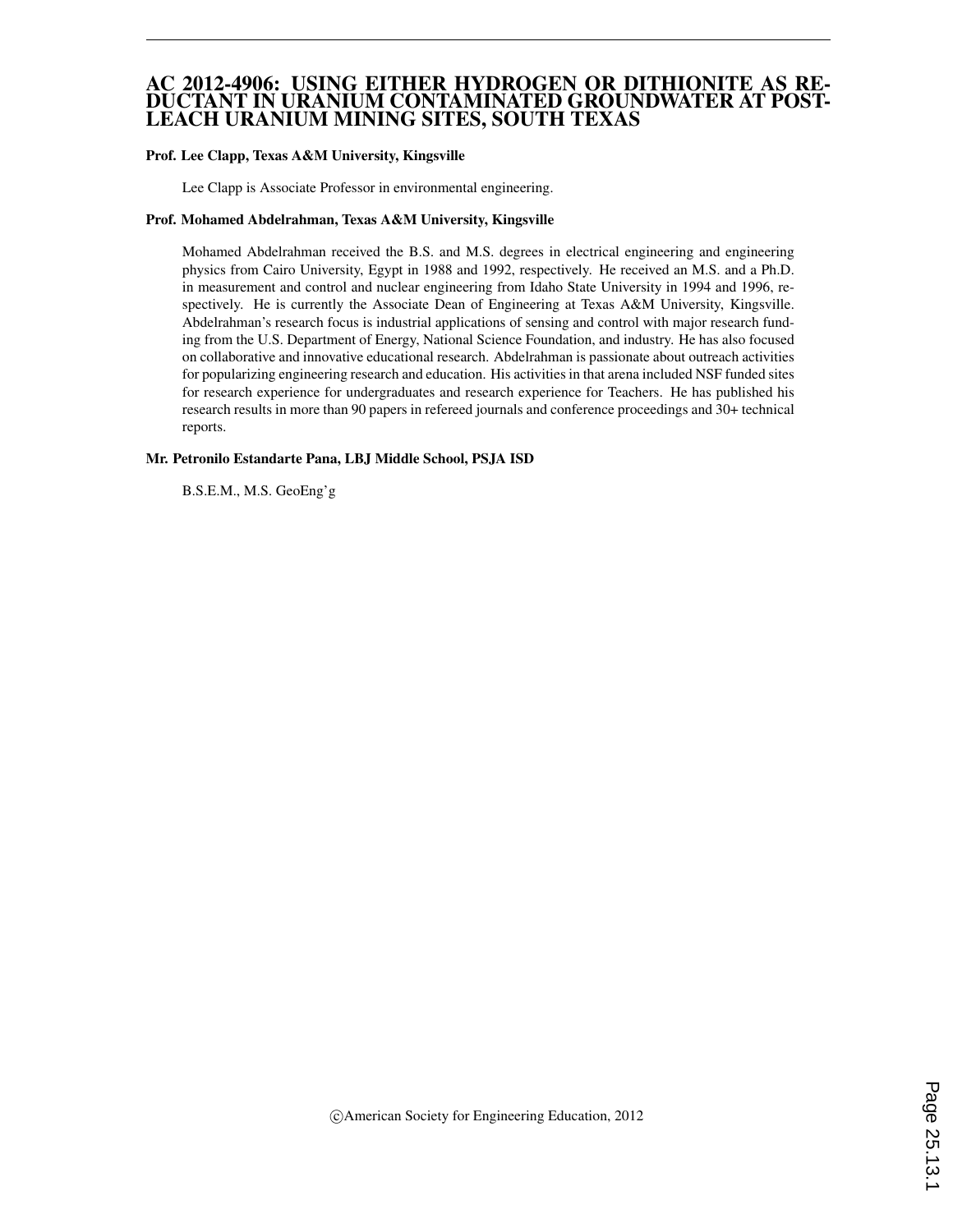# AC 2012-4906: USING EITHER HYDROGEN OR DITHIONITE AS REDUCTANT IN URANIUM CONTAMINATED GROUNDWATER AT POST-LEACH URANIUM MINING SITES, SOUTH TEXAS

**Prof. Lee Clapp, Texas A&M University, Kingsville**

Lee Clapp is Associate Professor in environmental engineering.

**Prof. Mohamed Abdelrahman, Texas A&M University, Kingsville**

Mohamed Abdelrahman received the B.S. and M.S. degrees in electrical engineering and engineering physics from Cairo University, Egypt in 1988 and 1992, respectively. He received an M.S. and a Ph.D. in measurement and control and nuclear engineering from Idaho State University in 1994 and 1996, respectively. He is currently the Associate Dean of Engineering at Texas A&M University, Kingsville. Abdelrahman's research focus is industrial applications of sensing and control with major research funding from the U.S. Department of Energy, National Science Foundation, and industry. He has also focused on collaborative and innovative educational research. Abdelrahman is passionate about outreach activities for popularizing engineering research and education. His activities in that arena included NSF funded sites for research experience for undergraduates and research experience for Teachers. He has published his research results in more than 90 papers in refereed journals and conference proceedings and 30+ technical reports.

**Mr. Petronilo Estandarte Pana, LBJ Middle School, PSJA ISD**

B.S.E.M., M.S. GeoEng'g

©American Society for Engineering Education, 2012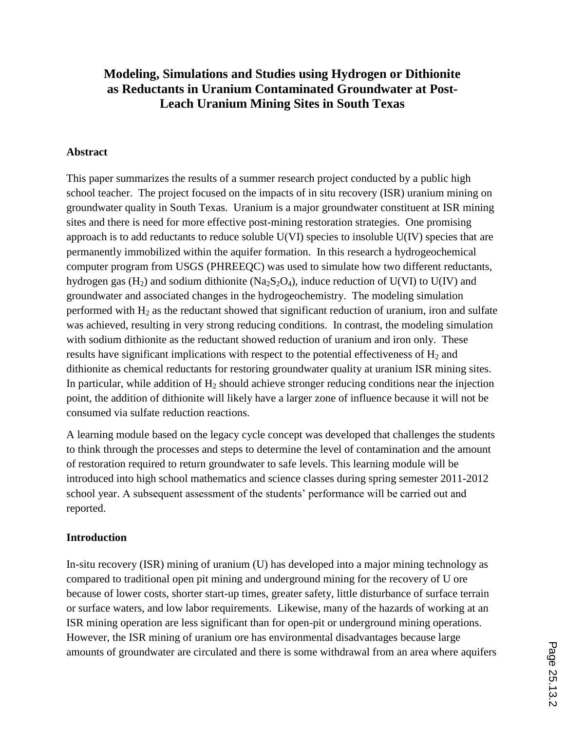# Modeling, Simulations and Studies using Hydrogen or Dithionite as Reductants in Uranium Contaminated Groundwater at Post-Leach Uranium Mining Sites in South Texas

## Abstract

This paper summarizes the results of a summer research project conducted by a public high school teacher. The project focused on the impacts of in situ recovery (ISR) uranium mining on groundwater quality in South Texas. Uranium is a major groundwater constituent at ISR mining sites and there is need for more effective post-mining restoration strategies. One promising approach is to add reductants to reduce soluble U(VI) species to insoluble U(IV) species that are permanently immobilized within the aquifer formation. In this research a hydrogeochemical computer program from USGS (PHREEQC) was used to simulate how two different reductants, hydrogen gas ($H_2$) and sodium dithionite ($Na_2S_2O_4$), induce reduction of U(VI) to U(IV) and groundwater and associated changes in the hydrogeochemistry. The modeling simulation performed with $H_2$ as the reductant showed that significant reduction of uranium, iron and sulfate was achieved, resulting in very strong reducing conditions. In contrast, the modeling simulation with sodium dithionite as the reductant showed reduction of uranium and iron only. These results have significant implications with respect to the potential effectiveness of $H_2$ and dithionite as chemical reductants for restoring groundwater quality at uranium ISR mining sites. In particular, while addition of $H_2$ should achieve stronger reducing conditions near the injection point, the addition of dithionite will likely have a larger zone of influence because it will not be consumed via sulfate reduction reactions.

A learning module based on the legacy cycle concept was developed that challenges the students to think through the processes and steps to determine the level of contamination and the amount of restoration required to return groundwater to safe levels. This learning module will be introduced into high school mathematics and science classes during spring semester 2011-2012 school year. A subsequent assessment of the students' performance will be carried out and reported.

## Introduction

In-situ recovery (ISR) mining of uranium (U) has developed into a major mining technology as compared to traditional open pit mining and underground mining for the recovery of U ore because of lower costs, shorter start-up times, greater safety, little disturbance of surface terrain or surface waters, and low labor requirements. Likewise, many of the hazards of working at an ISR mining operation are less significant than for open-pit or underground mining operations. However, the ISR mining of uranium ore has environmental disadvantages because large amounts of groundwater are circulated and there is some withdrawal from an area where aquifers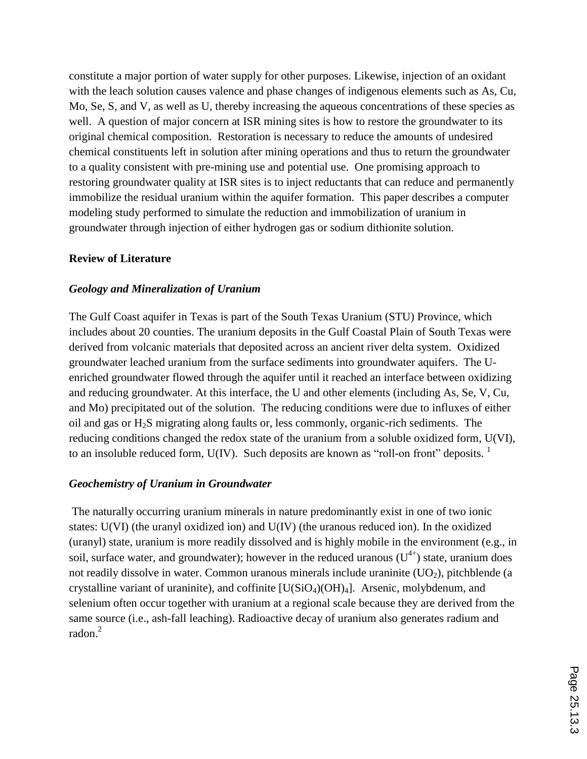constitute a major portion of water supply for other purposes. Likewise, injection of an oxidant with the leach solution causes valence and phase changes of indigenous elements such as As, Cu, Mo, Se, S, and V, as well as U, thereby increasing the aqueous concentrations of these species as well. A question of major concern at ISR mining sites is how to restore the groundwater to its original chemical composition. Restoration is necessary to reduce the amounts of undesired chemical constituents left in solution after mining operations and thus to return the groundwater to a quality consistent with pre-mining use and potential use. One promising approach to restoring groundwater quality at ISR sites is to inject reductants that can reduce and permanently immobilize the residual uranium within the aquifer formation. This paper describes a computer modeling study performed to simulate the reduction and immobilization of uranium in groundwater through injection of either hydrogen gas or sodium dithionite solution.

## Review of Literature

### *Geology and Mineralization of Uranium*

The Gulf Coast aquifer in Texas is part of the South Texas Uranium (STU) Province, which includes about 20 counties. The uranium deposits in the Gulf Coastal Plain of South Texas were derived from volcanic materials that deposited across an ancient river delta system. Oxidized groundwater leached uranium from the surface sediments into groundwater aquifers. The U-enriched groundwater flowed through the aquifer until it reached an interface between oxidizing and reducing groundwater. At this interface, the U and other elements (including As, Se, V, Cu, and Mo) precipitated out of the solution. The reducing conditions were due to influxes of either oil and gas or $H_2S$ migrating along faults or, less commonly, organic-rich sediments. The reducing conditions changed the redox state of the uranium from a soluble oxidized form, U(VI), to an insoluble reduced form, U(IV). Such deposits are known as "roll-on front" deposits. [1]

### *Geochemistry of Uranium in Groundwater*

The naturally occurring uranium minerals in nature predominantly exist in one of two ionic states: U(VI) (the uranyl oxidized ion) and U(IV) (the uranous reduced ion). In the oxidized (uranyl) state, uranium is more readily dissolved and is highly mobile in the environment (e.g., in soil, surface water, and groundwater); however in the reduced uranous ($U^{4+}$) state, uranium does not readily dissolve in water. Common uranous minerals include uraninite ($UO_2$), pitchblende (a crystalline variant of uraninite), and coffinite [$U(SiO_4)(OH)_4$]. Arsenic, molybdenum, and selenium often occur together with uranium at a regional scale because they are derived from the same source (i.e., ash-fall leaching). Radioactive decay of uranium also generates radium and radon.[2]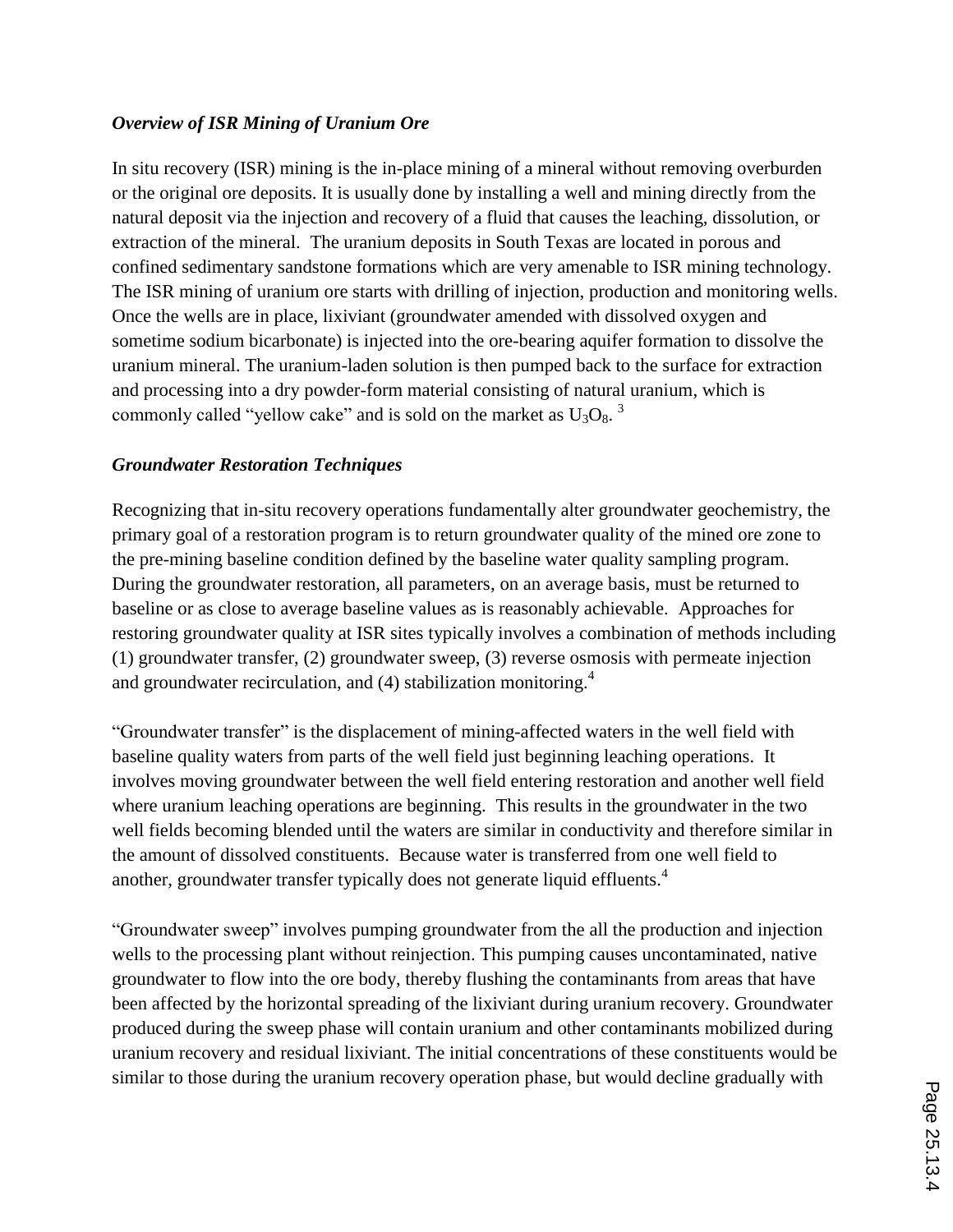### *Overview of ISR Mining of Uranium Ore*

In situ recovery (ISR) mining is the in-place mining of a mineral without removing overburden or the original ore deposits. It is usually done by installing a well and mining directly from the natural deposit via the injection and recovery of a fluid that causes the leaching, dissolution, or extraction of the mineral. The uranium deposits in South Texas are located in porous and confined sedimentary sandstone formations which are very amenable to ISR mining technology. The ISR mining of uranium ore starts with drilling of injection, production and monitoring wells. Once the wells are in place, lixiviant (groundwater amended with dissolved oxygen and sometime sodium bicarbonate) is injected into the ore-bearing aquifer formation to dissolve the uranium mineral. The uranium-laden solution is then pumped back to the surface for extraction and processing into a dry powder-form material consisting of natural uranium, which is commonly called "yellow cake" and is sold on the market as $U_3O_8$. [3]

### *Groundwater Restoration Techniques*

Recognizing that in-situ recovery operations fundamentally alter groundwater geochemistry, the primary goal of a restoration program is to return groundwater quality of the mined ore zone to the pre-mining baseline condition defined by the baseline water quality sampling program. During the groundwater restoration, all parameters, on an average basis, must be returned to baseline or as close to average baseline values as is reasonably achievable. Approaches for restoring groundwater quality at ISR sites typically involves a combination of methods including (1) groundwater transfer, (2) groundwater sweep, (3) reverse osmosis with permeate injection and groundwater recirculation, and (4) stabilization monitoring.[4]

"Groundwater transfer" is the displacement of mining-affected waters in the well field with baseline quality waters from parts of the well field just beginning leaching operations. It involves moving groundwater between the well field entering restoration and another well field where uranium leaching operations are beginning. This results in the groundwater in the two well fields becoming blended until the waters are similar in conductivity and therefore similar in the amount of dissolved constituents. Because water is transferred from one well field to another, groundwater transfer typically does not generate liquid effluents.[4]

"Groundwater sweep" involves pumping groundwater from the all the production and injection wells to the processing plant without reinjection. This pumping causes uncontaminated, native groundwater to flow into the ore body, thereby flushing the contaminants from areas that have been affected by the horizontal spreading of the lixiviant during uranium recovery. Groundwater produced during the sweep phase will contain uranium and other contaminants mobilized during uranium recovery and residual lixiviant. The initial concentrations of these constituents would be similar to those during the uranium recovery operation phase, but would decline gradually with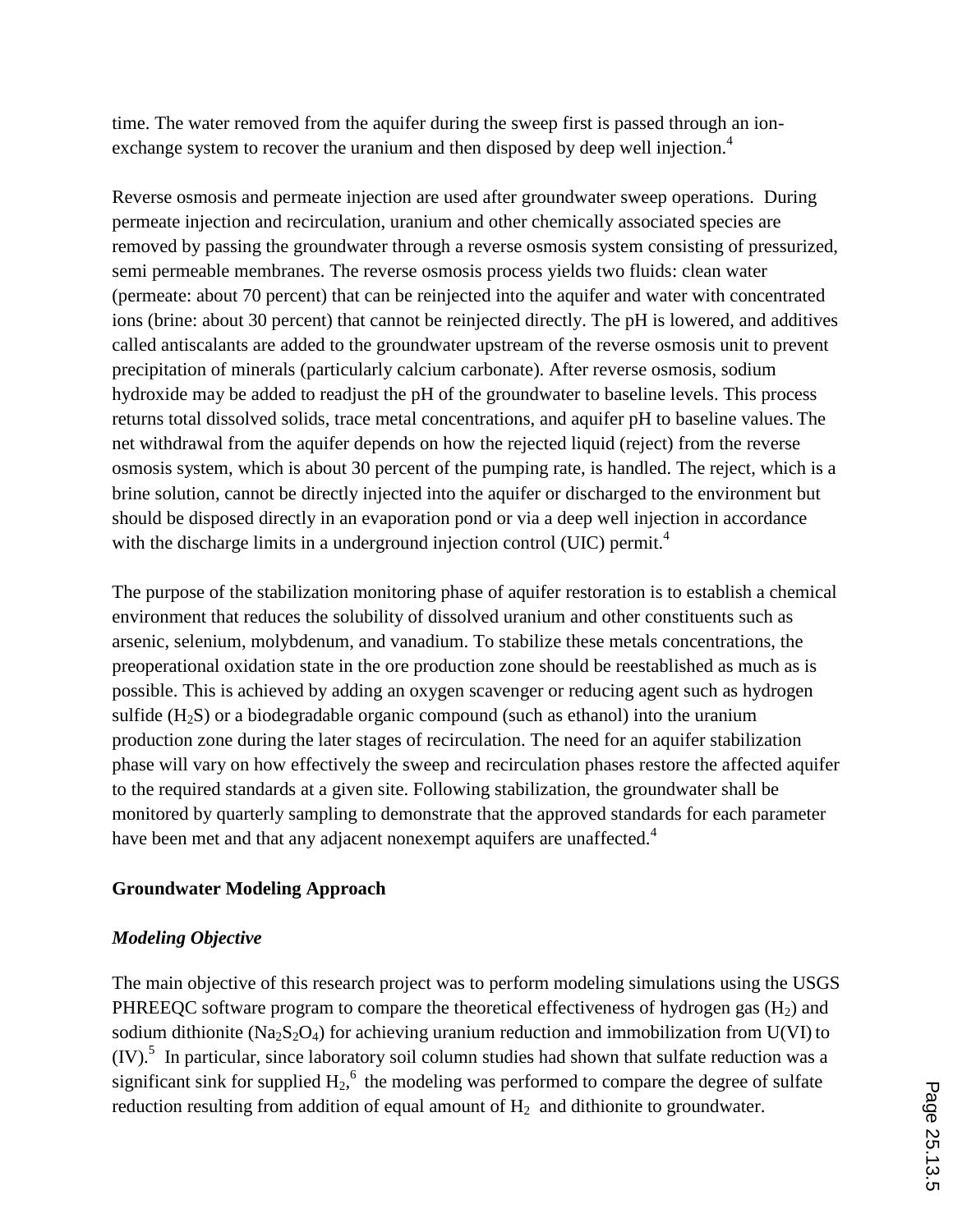time. The water removed from the aquifer during the sweep first is passed through an ion-exchange system to recover the uranium and then disposed by deep well injection.[4]

Reverse osmosis and permeate injection are used after groundwater sweep operations. During permeate injection and recirculation, uranium and other chemically associated species are removed by passing the groundwater through a reverse osmosis system consisting of pressurized, semi permeable membranes. The reverse osmosis process yields two fluids: clean water (permeate: about 70 percent) that can be reinjected into the aquifer and water with concentrated ions (brine: about 30 percent) that cannot be reinjected directly. The pH is lowered, and additives called antiscalants are added to the groundwater upstream of the reverse osmosis unit to prevent precipitation of minerals (particularly calcium carbonate). After reverse osmosis, sodium hydroxide may be added to readjust the pH of the groundwater to baseline levels. This process returns total dissolved solids, trace metal concentrations, and aquifer pH to baseline values. The net withdrawal from the aquifer depends on how the rejected liquid (reject) from the reverse osmosis system, which is about 30 percent of the pumping rate, is handled. The reject, which is a brine solution, cannot be directly injected into the aquifer or discharged to the environment but should be disposed directly in an evaporation pond or via a deep well injection in accordance with the discharge limits in a underground injection control (UIC) permit.[4]

The purpose of the stabilization monitoring phase of aquifer restoration is to establish a chemical environment that reduces the solubility of dissolved uranium and other constituents such as arsenic, selenium, molybdenum, and vanadium. To stabilize these metals concentrations, the preoperational oxidation state in the ore production zone should be reestablished as much as is possible. This is achieved by adding an oxygen scavenger or reducing agent such as hydrogen sulfide ($H_2S$) or a biodegradable organic compound (such as ethanol) into the uranium production zone during the later stages of recirculation. The need for an aquifer stabilization phase will vary on how effectively the sweep and recirculation phases restore the affected aquifer to the required standards at a given site. Following stabilization, the groundwater shall be monitored by quarterly sampling to demonstrate that the approved standards for each parameter have been met and that any adjacent nonexempt aquifers are unaffected.[4]

## Groundwater Modeling Approach

### *Modeling Objective*

The main objective of this research project was to perform modeling simulations using the USGS PHREEQC software program to compare the theoretical effectiveness of hydrogen gas ($H_2$) and sodium dithionite ($Na_2S_2O_4$) for achieving uranium reduction and immobilization from U(VI) to (IV).[5] In particular, since laboratory soil column studies had shown that sulfate reduction was a significant sink for supplied $H_2$,[6] the modeling was performed to compare the degree of sulfate reduction resulting from addition of equal amount of $H_2$ and dithionite to groundwater.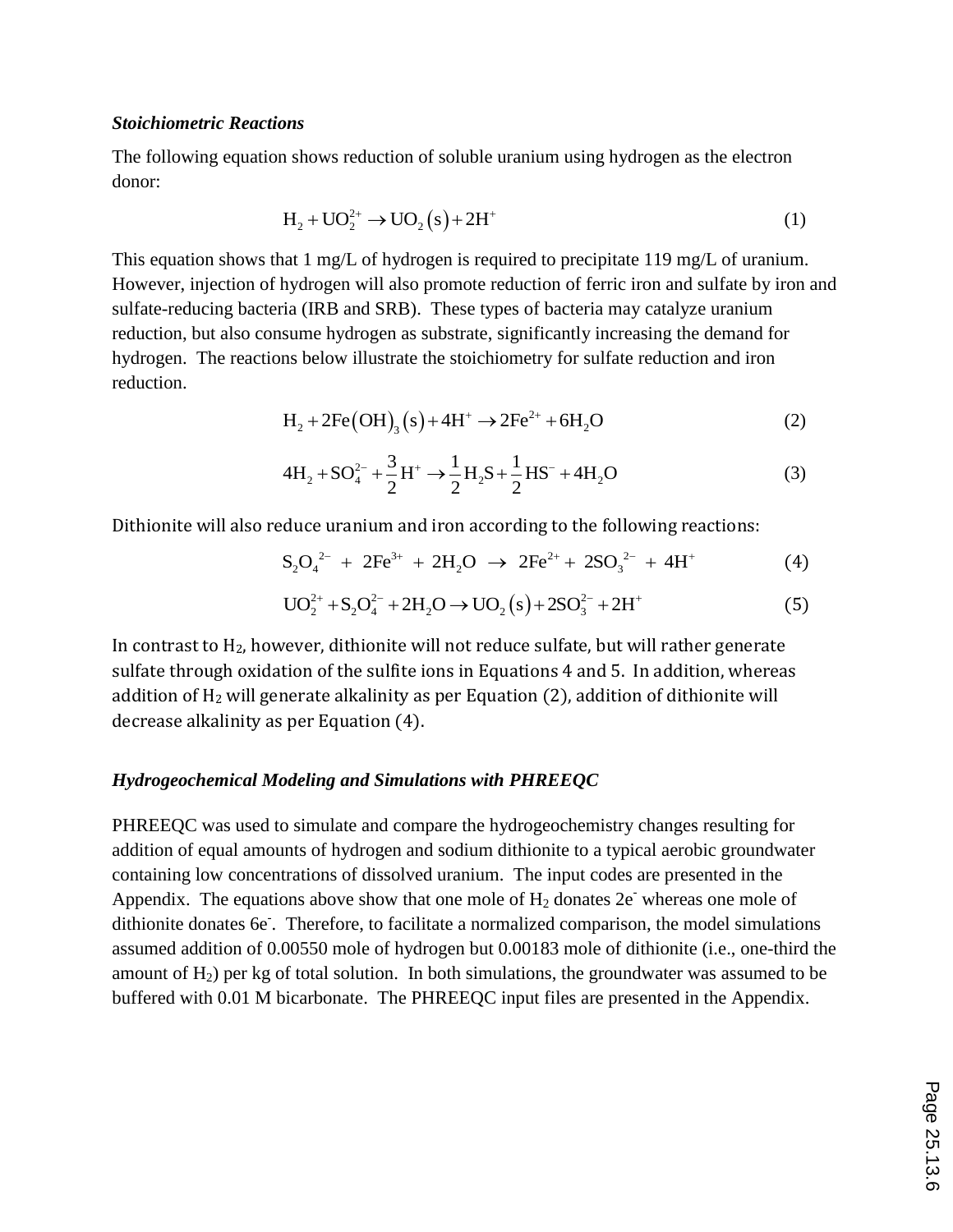### *Stoichiometric Reactions*

The following equation shows reduction of soluble uranium using hydrogen as the electron donor:

$$H_2 + UO_2^{2+} \rightarrow UO_2(s) + 2H^+ \quad (1)$$

This equation shows that 1 mg/L of hydrogen is required to precipitate 119 mg/L of uranium. However, injection of hydrogen will also promote reduction of ferric iron and sulfate by iron and sulfate-reducing bacteria (IRB and SRB). These types of bacteria may catalyze uranium reduction, but also consume hydrogen as substrate, significantly increasing the demand for hydrogen. The reactions below illustrate the stoichiometry for sulfate reduction and iron reduction.

$$H_2 + 2Fe(OH)_3(s) + 4H^+ \rightarrow 2Fe^{2+} + 6H_2O \quad (2)$$

$$4H_2 + SO_4^{2-} + \frac{3}{2}H^+ \rightarrow \frac{1}{2}H_2S + \frac{1}{2}HS^- + 4H_2O \quad (3)$$

Dithionite will also reduce uranium and iron according to the following reactions:

$$S_2O_4^{2-} + 2Fe^{3+} + 2H_2O \rightarrow 2Fe^{2+} + 2SO_3^{2-} + 4H^+ \quad (4)$$

$$UO_2^{2+} + S_2O_4^{2-} + 2H_2O \rightarrow UO_2(s) + 2SO_3^{2-} + 2H^+ \quad (5)$$

In contrast to $H_2$, however, dithionite will not reduce sulfate, but will rather generate sulfate through oxidation of the sulfite ions in Equations 4 and 5. In addition, whereas addition of $H_2$ will generate alkalinity as per Equation (2), addition of dithionite will decrease alkalinity as per Equation (4).

### *Hydrogeochemical Modeling and Simulations with PHREEQC*

PHREEQC was used to simulate and compare the hydrogeochemistry changes resulting for addition of equal amounts of hydrogen and sodium dithionite to a typical aerobic groundwater containing low concentrations of dissolved uranium. The input codes are presented in the Appendix. The equations above show that one mole of $H_2$ donates $2e^-$ whereas one mole of dithionite donates $6e^-$. Therefore, to facilitate a normalized comparison, the model simulations assumed addition of 0.00550 mole of hydrogen but 0.00183 mole of dithionite (i.e., one-third the amount of $H_2$) per kg of total solution. In both simulations, the groundwater was assumed to be buffered with 0.01 M bicarbonate. The PHREEQC input files are presented in the Appendix.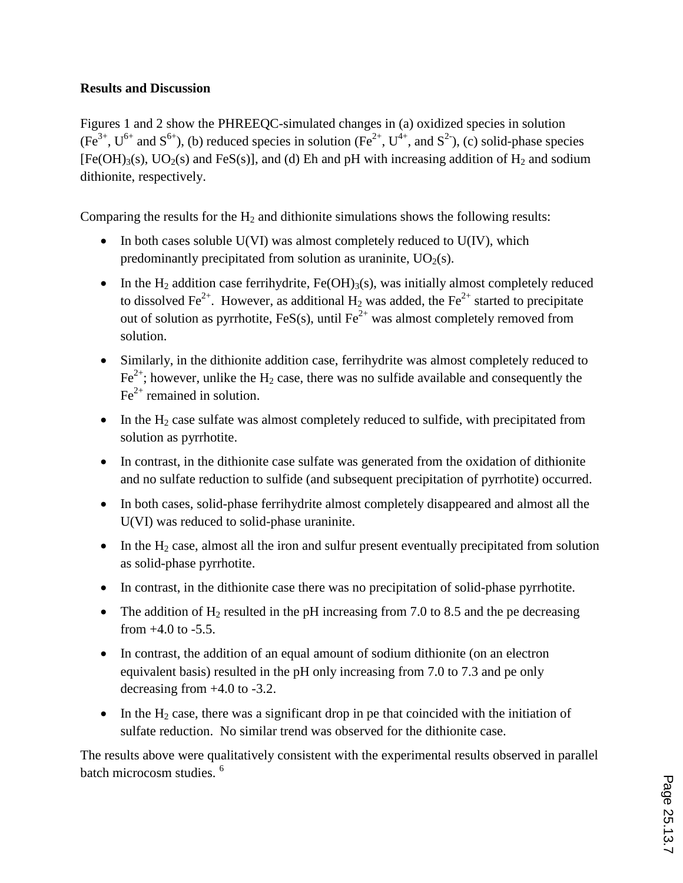**Results and Discussion**

Figures 1 and 2 show the PHREEQC-simulated changes in (a) oxidized species in solution ($Fe^{3+}$, $U^{6+}$ and $S^{6+}$), (b) reduced species in solution ($Fe^{2+}$, $U^{4+}$, and $S^{2-}$), (c) solid-phase species [$Fe(OH)_3(s)$, $UO_2(s)$ and $FeS(s)$], and (d) Eh and pH with increasing addition of $H_2$ and sodium dithionite, respectively.

Comparing the results for the $H_2$ and dithionite simulations shows the following results:

- In both cases soluble U(VI) was almost completely reduced to U(IV), which predominantly precipitated from solution as uraninite, $UO_2(s)$.
- In the $H_2$ addition case ferrihydrite, $Fe(OH)_3(s)$, was initially almost completely reduced to dissolved $Fe^{2+}$. However, as additional $H_2$ was added, the $Fe^{2+}$ started to precipitate out of solution as pyrrhotite, $FeS(s)$, until $Fe^{2+}$ was almost completely removed from solution.
- Similarly, in the dithionite addition case, ferrihydrite was almost completely reduced to $Fe^{2+}$; however, unlike the $H_2$ case, there was no sulfide available and consequently the $Fe^{2+}$ remained in solution.
- In the $H_2$ case sulfate was almost completely reduced to sulfide, with precipitated from solution as pyrrhotite.
- In contrast, in the dithionite case sulfate was generated from the oxidation of dithionite and no sulfate reduction to sulfide (and subsequent precipitation of pyrrhotite) occurred.
- In both cases, solid-phase ferrihydrite almost completely disappeared and almost all the U(VI) was reduced to solid-phase uraninite.
- In the $H_2$ case, almost all the iron and sulfur present eventually precipitated from solution as solid-phase pyrrhotite.
- In contrast, in the dithionite case there was no precipitation of solid-phase pyrrhotite.
- The addition of $H_2$ resulted in the pH increasing from 7.0 to 8.5 and the pe decreasing from +4.0 to -5.5.
- In contrast, the addition of an equal amount of sodium dithionite (on an electron equivalent basis) resulted in the pH only increasing from 7.0 to 7.3 and pe only decreasing from +4.0 to -3.2.
- In the $H_2$ case, there was a significant drop in pe that coincided with the initiation of sulfate reduction. No similar trend was observed for the dithionite case.

The results above were qualitatively consistent with the experimental results observed in parallel batch microcosm studies. [6]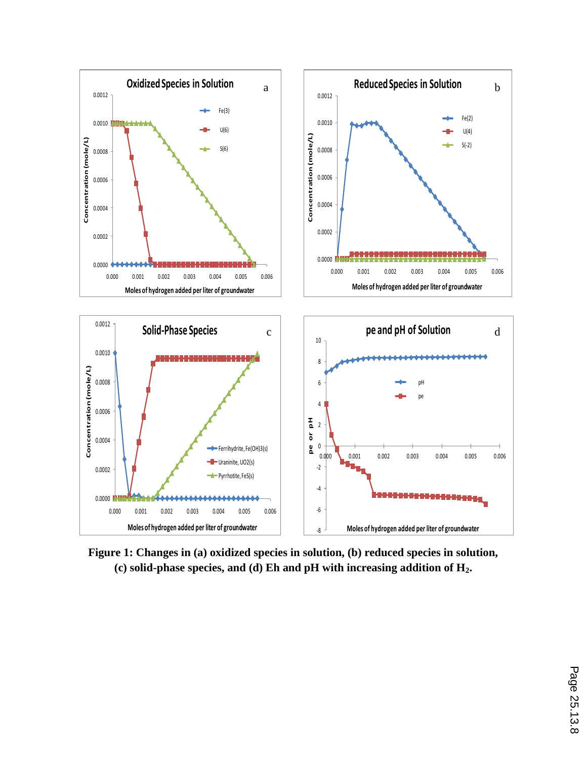**Figure 1: Changes in (a) oxidized species in solution, (b) reduced species in solution, (c) solid-phase species, and (d) Eh and pH with increasing addition of $H_2$.**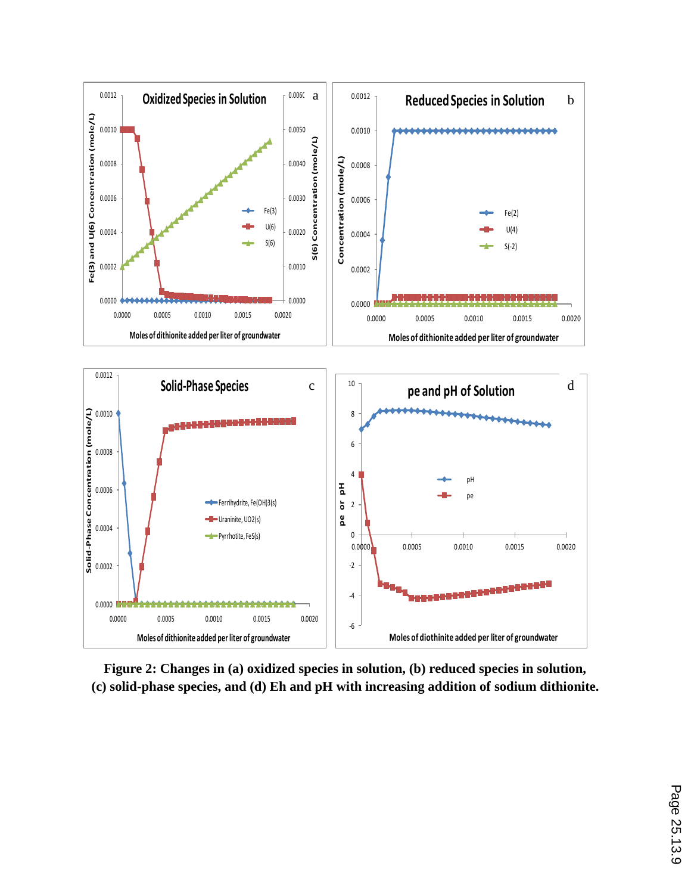**Figure 2: Changes in (a) oxidized species in solution, (b) reduced species in solution, (c) solid-phase species, and (d) Eh and pH with increasing addition of sodium dithionite.**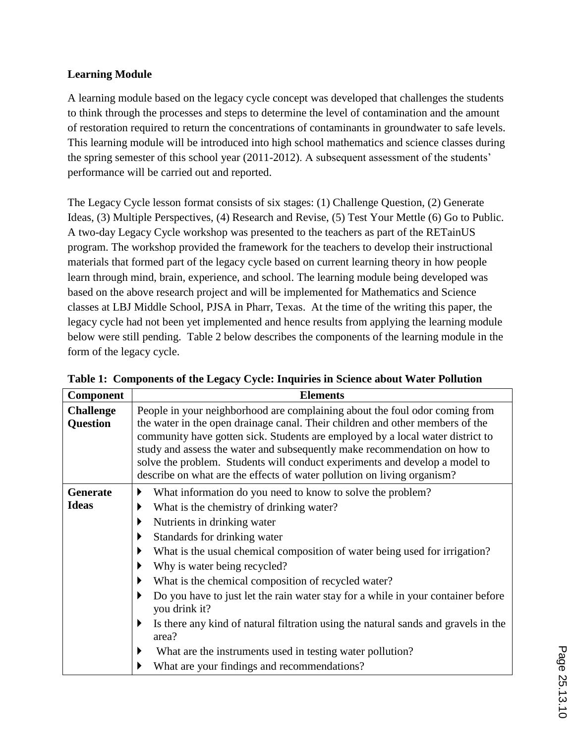**Learning Module**

A learning module based on the legacy cycle concept was developed that challenges the students to think through the processes and steps to determine the level of contamination and the amount of restoration required to return the concentrations of contaminants in groundwater to safe levels. This learning module will be introduced into high school mathematics and science classes during the spring semester of this school year (2011-2012). A subsequent assessment of the students' performance will be carried out and reported.

The Legacy Cycle lesson format consists of six stages: (1) Challenge Question, (2) Generate Ideas, (3) Multiple Perspectives, (4) Research and Revise, (5) Test Your Mettle (6) Go to Public. A two-day Legacy Cycle workshop was presented to the teachers as part of the RETainUS program. The workshop provided the framework for the teachers to develop their instructional materials that formed part of the legacy cycle based on current learning theory in how people learn through mind, brain, experience, and school. The learning module being developed was based on the above research project and will be implemented for Mathematics and Science classes at LBJ Middle School, PJSA in Pharr, Texas. At the time of the writing this paper, the legacy cycle had not been yet implemented and hence results from applying the learning module below were still pending. Table 2 below describes the components of the learning module in the form of the legacy cycle.

**Table 1: Components of the Legacy Cycle: Inquiries in Science about Water Pollution**

| Component | Elements |
|---|---|
| **Challenge Question** | People in your neighborhood are complaining about the foul odor coming from the water in the open drainage canal. Their children and other members of the community have gotten sick. Students are employed by a local water district to study and assess the water and subsequently make recommendation on how to solve the problem. Students will conduct experiments and develop a model to describe on what are the effects of water pollution on living organism? |
| **Generate Ideas** | ▸ What information do you need to know to solve the problem?<br>▸ What is the chemistry of drinking water?<br>▸ Nutrients in drinking water<br>▸ Standards for drinking water<br>▸ What is the usual chemical composition of water being used for irrigation?<br>▸ Why is water being recycled?<br>▸ What is the chemical composition of recycled water?<br>▸ Do you have to just let the rain water stay for a while in your container before you drink it?<br>▸ Is there any kind of natural filtration using the natural sands and gravels in the area?<br>▸ What are the instruments used in testing water pollution?<br>▸ What are your findings and recommendations? |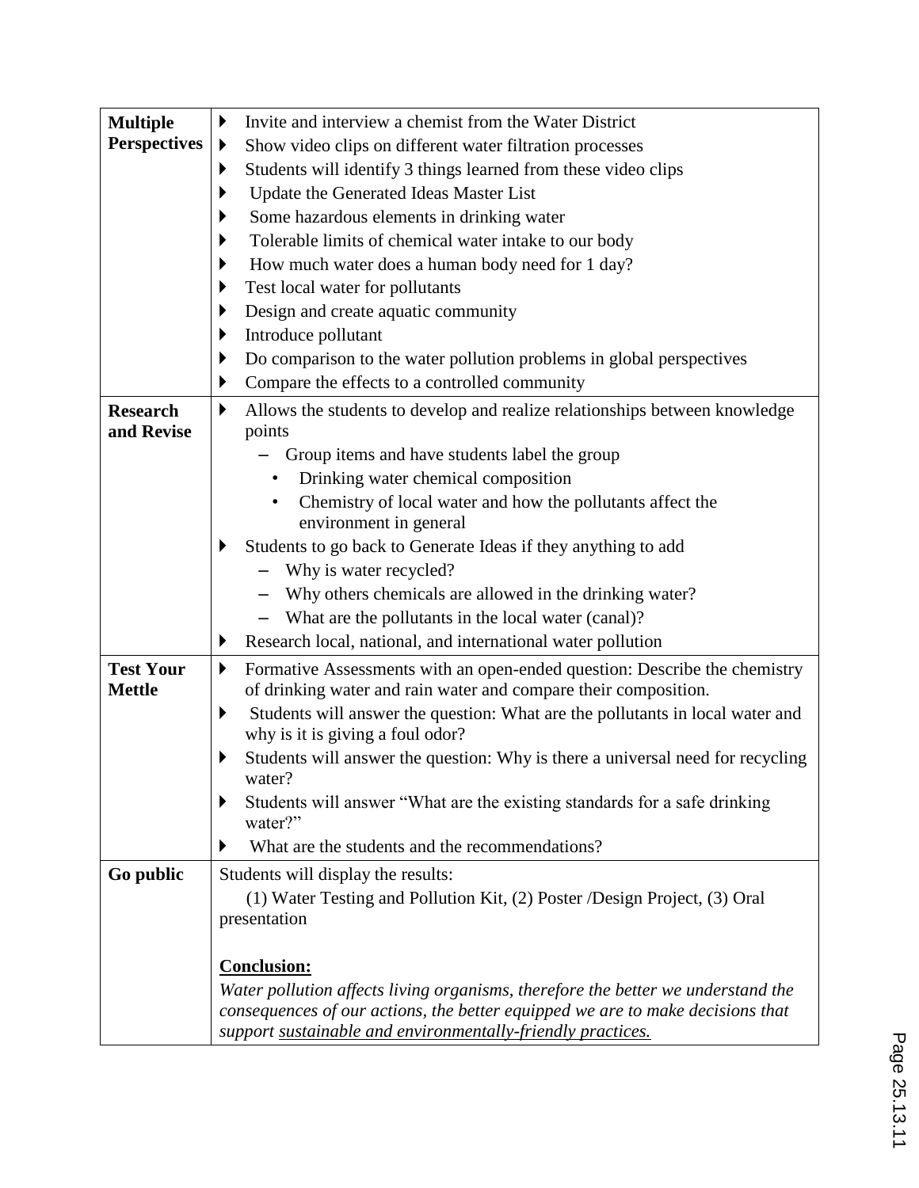| | |
|---|---|
| **Multiple Perspectives** | ▸ Invite and interview a chemist from the Water District<br>▸ Show video clips on different water filtration processes<br>▸ Students will identify 3 things learned from these video clips<br>▸ Update the Generated Ideas Master List<br>▸ Some hazardous elements in drinking water<br>▸ Tolerable limits of chemical water intake to our body<br>▸ How much water does a human body need for 1 day?<br>▸ Test local water for pollutants<br>▸ Design and create aquatic community<br>▸ Introduce pollutant<br>▸ Do comparison to the water pollution problems in global perspectives<br>▸ Compare the effects to a controlled community |
| **Research and Revise** | ▸ Allows the students to develop and realize relationships between knowledge points<br>– Group items and have students label the group<br>• Drinking water chemical composition<br>• Chemistry of local water and how the pollutants affect the environment in general<br>▸ Students to go back to Generate Ideas if they anything to add<br>– Why is water recycled?<br>– Why others chemicals are allowed in the drinking water?<br>– What are the pollutants in the local water (canal)?<br>▸ Research local, national, and international water pollution |
| **Test Your Mettle** | ▸ Formative Assessments with an open-ended question: Describe the chemistry of drinking water and rain water and compare their composition.<br>▸ Students will answer the question: What are the pollutants in local water and why is it is giving a foul odor?<br>▸ Students will answer the question: Why is there a universal need for recycling water?<br>▸ Students will answer "What are the existing standards for a safe drinking water?"<br>▸ What are the students and the recommendations? |
| **Go public** | Students will display the results:<br>(1) Water Testing and Pollution Kit, (2) Poster /Design Project, (3) Oral presentation<br><br>**<u>Conclusion:</u>**<br>*Water pollution affects living organisms, therefore the better we understand the consequences of our actions, the better equipped we are to make decisions that support <u>sustainable and environmentally-friendly practices.</u>* |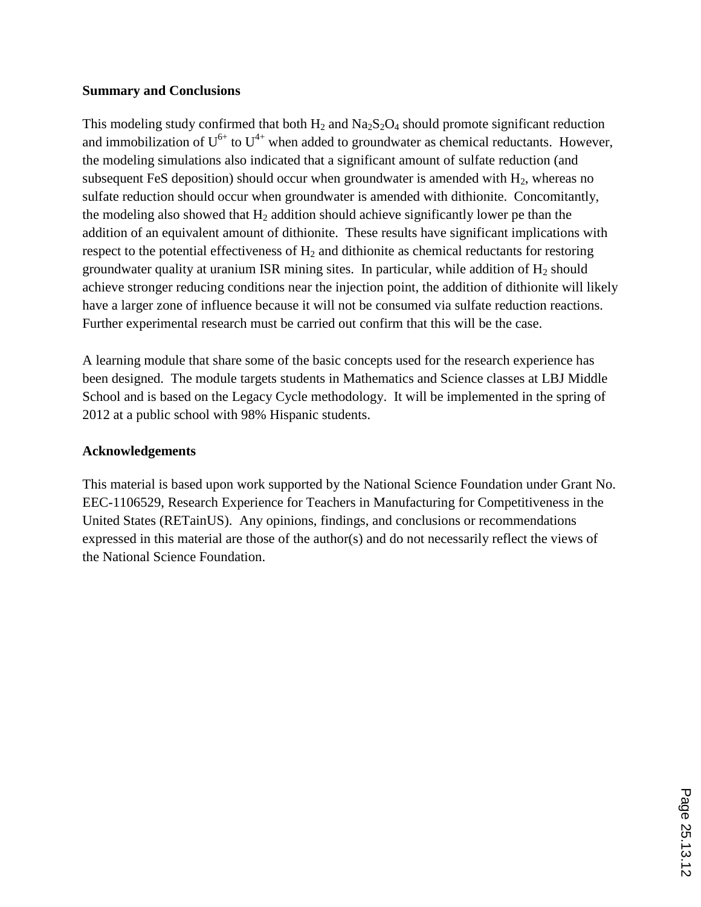## Summary and Conclusions

This modeling study confirmed that both $H_2$ and $Na_2S_2O_4$ should promote significant reduction and immobilization of $U^{6+}$ to $U^{4+}$ when added to groundwater as chemical reductants. However, the modeling simulations also indicated that a significant amount of sulfate reduction (and subsequent FeS deposition) should occur when groundwater is amended with $H_2$, whereas no sulfate reduction should occur when groundwater is amended with dithionite. Concomitantly, the modeling also showed that $H_2$ addition should achieve significantly lower pe than the addition of an equivalent amount of dithionite. These results have significant implications with respect to the potential effectiveness of $H_2$ and dithionite as chemical reductants for restoring groundwater quality at uranium ISR mining sites. In particular, while addition of $H_2$ should achieve stronger reducing conditions near the injection point, the addition of dithionite will likely have a larger zone of influence because it will not be consumed via sulfate reduction reactions. Further experimental research must be carried out confirm that this will be the case.

A learning module that share some of the basic concepts used for the research experience has been designed. The module targets students in Mathematics and Science classes at LBJ Middle School and is based on the Legacy Cycle methodology. It will be implemented in the spring of 2012 at a public school with 98% Hispanic students.

## Acknowledgements

This material is based upon work supported by the National Science Foundation under Grant No. EEC-1106529, Research Experience for Teachers in Manufacturing for Competitiveness in the United States (RETainUS). Any opinions, findings, and conclusions or recommendations expressed in this material are those of the author(s) and do not necessarily reflect the views of the National Science Foundation.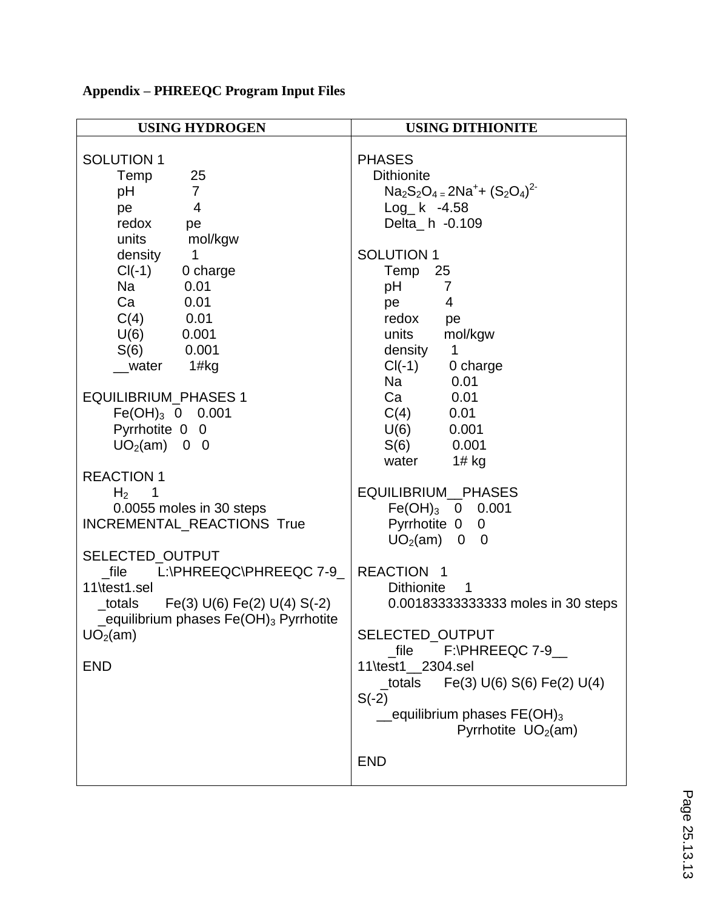**Appendix – PHREEQC Program Input Files**

| USING HYDROGEN | USING DITHIONITE |
|---|---|
| SOLUTION 1<br>Temp 25<br>pH 7<br>pe 4<br>redox pe<br>units mol/kgw<br>density 1<br>Cl(-1) 0 charge<br>Na 0.01<br>Ca 0.01<br>C(4) 0.01<br>U(6) 0.001<br>S(6) 0.001<br>__water 1#kg<br><br>EQUILIBRIUM_PHASES 1<br>$Fe(OH)_3$ 0 0.001<br>Pyrrhotite 0 0<br>$UO_2$(am) 0 0<br><br>REACTION 1<br>$H_2$ 1<br>0.0055 moles in 30 steps<br>INCREMENTAL_REACTIONS True<br><br>SELECTED_OUTPUT<br>_file L:\PHREEQC\PHREEQC 7-9_ 11\test1.sel<br>_totals Fe(3) U(6) Fe(2) U(4) S(-2)<br>_equilibrium phases $Fe(OH)_3$ Pyrrhotite $UO_2$(am)<br><br>END | PHASES<br>Dithionite<br>$Na_2S_2O_4 = 2Na^{+} + (S_2O_4)^{2-}$<br>Log_ k -4.58<br>Delta_ h -0.109<br><br>SOLUTION 1<br>Temp 25<br>pH 7<br>pe 4<br>redox pe<br>units mol/kgw<br>density 1<br>Cl(-1) 0 charge<br>Na 0.01<br>Ca 0.01<br>C(4) 0.01<br>U(6) 0.001<br>S(6) 0.001<br>water 1# kg<br><br>EQUILIBRIUM__PHASES<br>$Fe(OH)_3$ 0 0.001<br>Pyrrhotite 0 0<br>$UO_2$(am) 0 0<br><br>REACTION 1<br>Dithionite 1<br>0.00183333333333 moles in 30 steps<br><br>SELECTED_OUTPUT<br>_file F:\PHREEQC 7-9__ 11\test1__2304.sel<br>_totals Fe(3) U(6) S(6) Fe(2) U(4) S(-2)<br>__equilibrium phases $FE(OH)_3$ Pyrrhotite $UO_2$(am)<br><br>END |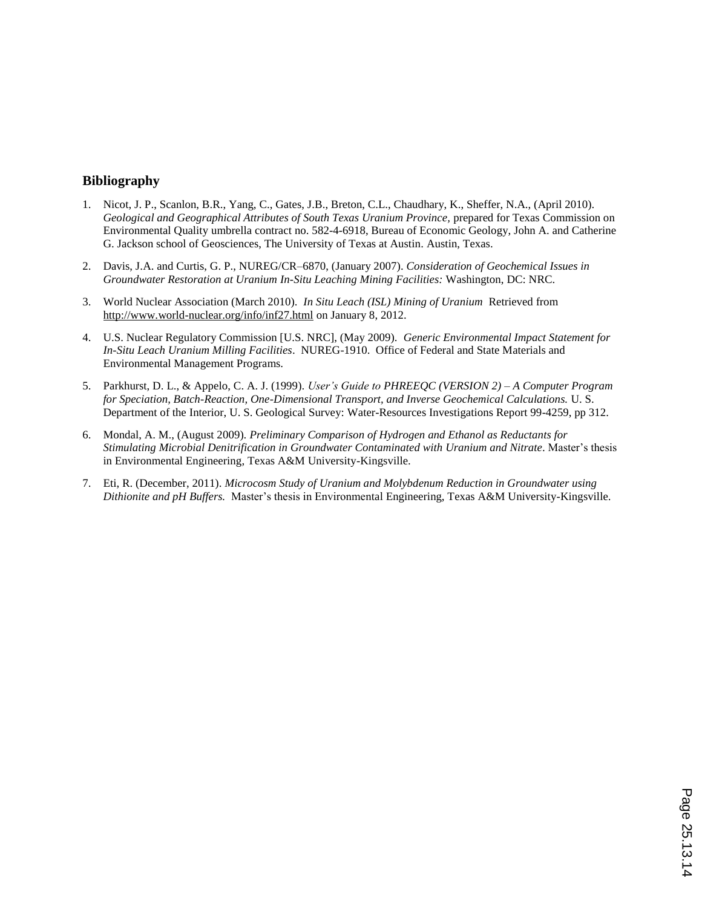## Bibliography

1. Nicot, J. P., Scanlon, B.R., Yang, C., Gates, J.B., Breton, C.L., Chaudhary, K., Sheffer, N.A., (April 2010). *Geological and Geographical Attributes of South Texas Uranium Province,* prepared for Texas Commission on Environmental Quality umbrella contract no. 582-4-6918, Bureau of Economic Geology, John A. and Catherine G. Jackson school of Geosciences, The University of Texas at Austin. Austin, Texas.

2. Davis, J.A. and Curtis, G. P., NUREG/CR–6870, (January 2007). *Consideration of Geochemical Issues in Groundwater Restoration at Uranium In-Situ Leaching Mining Facilities:* Washington, DC: NRC.

3. World Nuclear Association (March 2010). *In Situ Leach (ISL) Mining of Uranium* Retrieved from http://www.world-nuclear.org/info/inf27.html on January 8, 2012.

4. U.S. Nuclear Regulatory Commission [U.S. NRC], (May 2009). *Generic Environmental Impact Statement for In-Situ Leach Uranium Milling Facilities*. NUREG-1910. Office of Federal and State Materials and Environmental Management Programs.

5. Parkhurst, D. L., & Appelo, C. A. J. (1999). *User's Guide to PHREEQC (VERSION 2) – A Computer Program for Speciation, Batch-Reaction, One-Dimensional Transport, and Inverse Geochemical Calculations.* U. S. Department of the Interior, U. S. Geological Survey: Water-Resources Investigations Report 99-4259, pp 312.

6. Mondal, A. M., (August 2009). *Preliminary Comparison of Hydrogen and Ethanol as Reductants for Stimulating Microbial Denitrification in Groundwater Contaminated with Uranium and Nitrate*. Master's thesis in Environmental Engineering, Texas A&M University-Kingsville.

7. Eti, R. (December, 2011). *Microcosm Study of Uranium and Molybdenum Reduction in Groundwater using Dithionite and pH Buffers.* Master's thesis in Environmental Engineering, Texas A&M University-Kingsville.